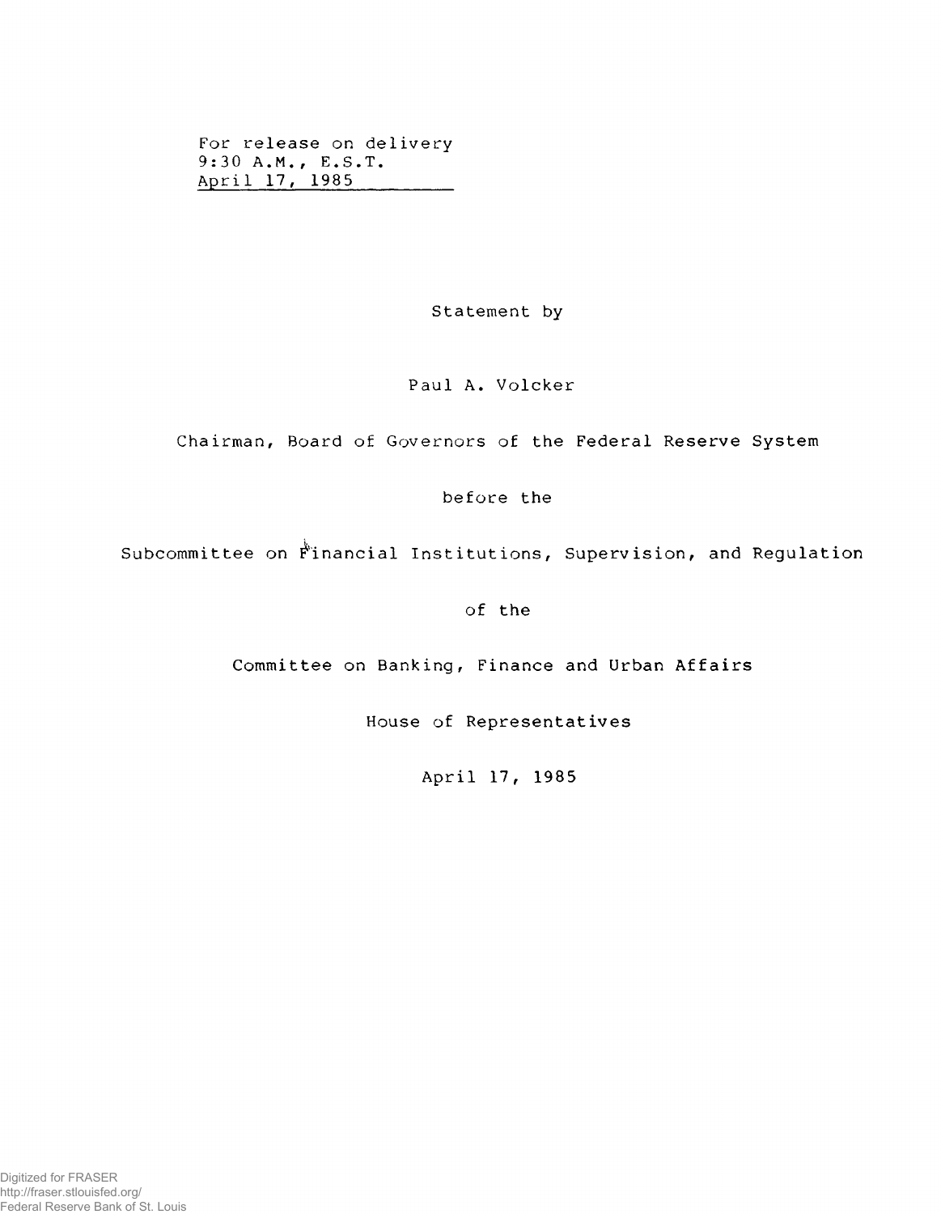For release on delivery
9:30 A.M., E.S.T.
April 17, 1985

Statement by

Paul A. Volcker

Chairman, Board of Governors of the Federal Reserve System

before the

Subcommittee on Financial Institutions, Supervision, and Regulation

of the

Committee on Banking, Finance and Urban Affairs

House of Representatives

April 17, 1985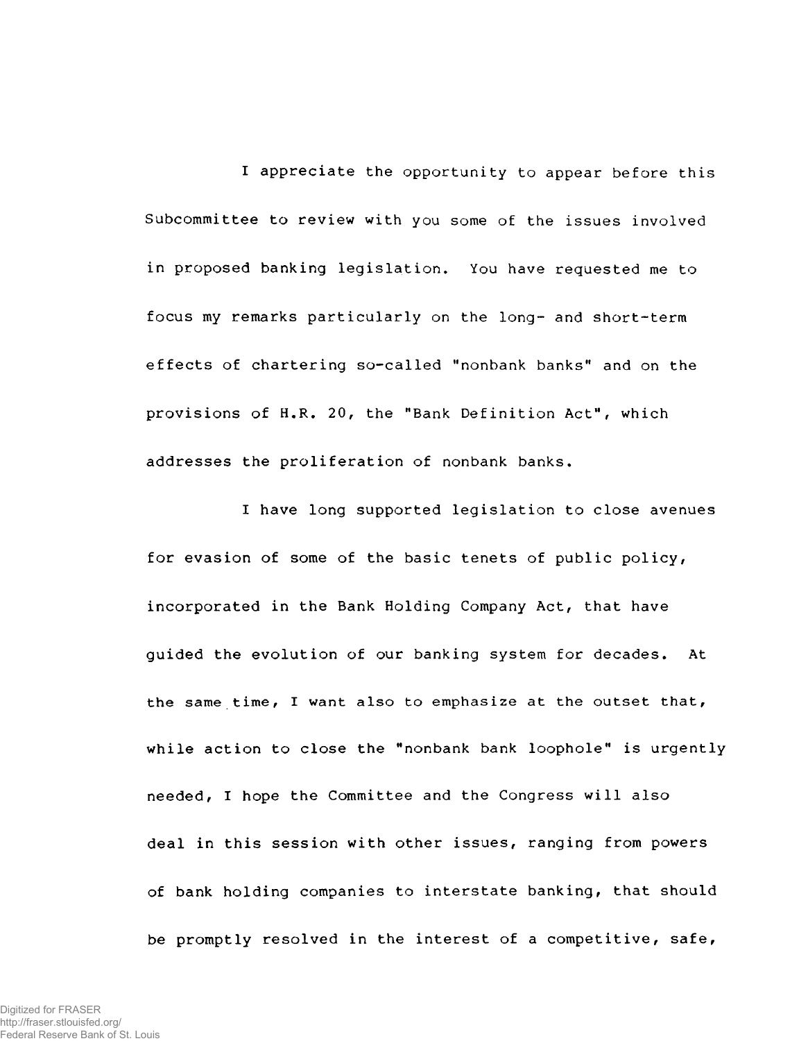I appreciate the opportunity to appear before this Subcommittee to review with you some of the issues involved in proposed banking legislation. You have requested me to focus my remarks particularly on the long- and short-term effects of chartering so-called "nonbank banks" and on the provisions of H.R. 20, the "Bank Definition Act", which addresses the proliferation of nonbank banks.

I have long supported legislation to close avenues for evasion of some of the basic tenets of public policy, incorporated in the Bank Holding Company Act, that have guided the evolution of our banking system for decades. At the same time, I want also to emphasize at the outset that, while action to close the "nonbank bank loophole" is urgently needed, I hope the Committee and the Congress will also deal in this session with other issues, ranging from powers of bank holding companies to interstate banking, that should be promptly resolved in the interest of a competitive, safe,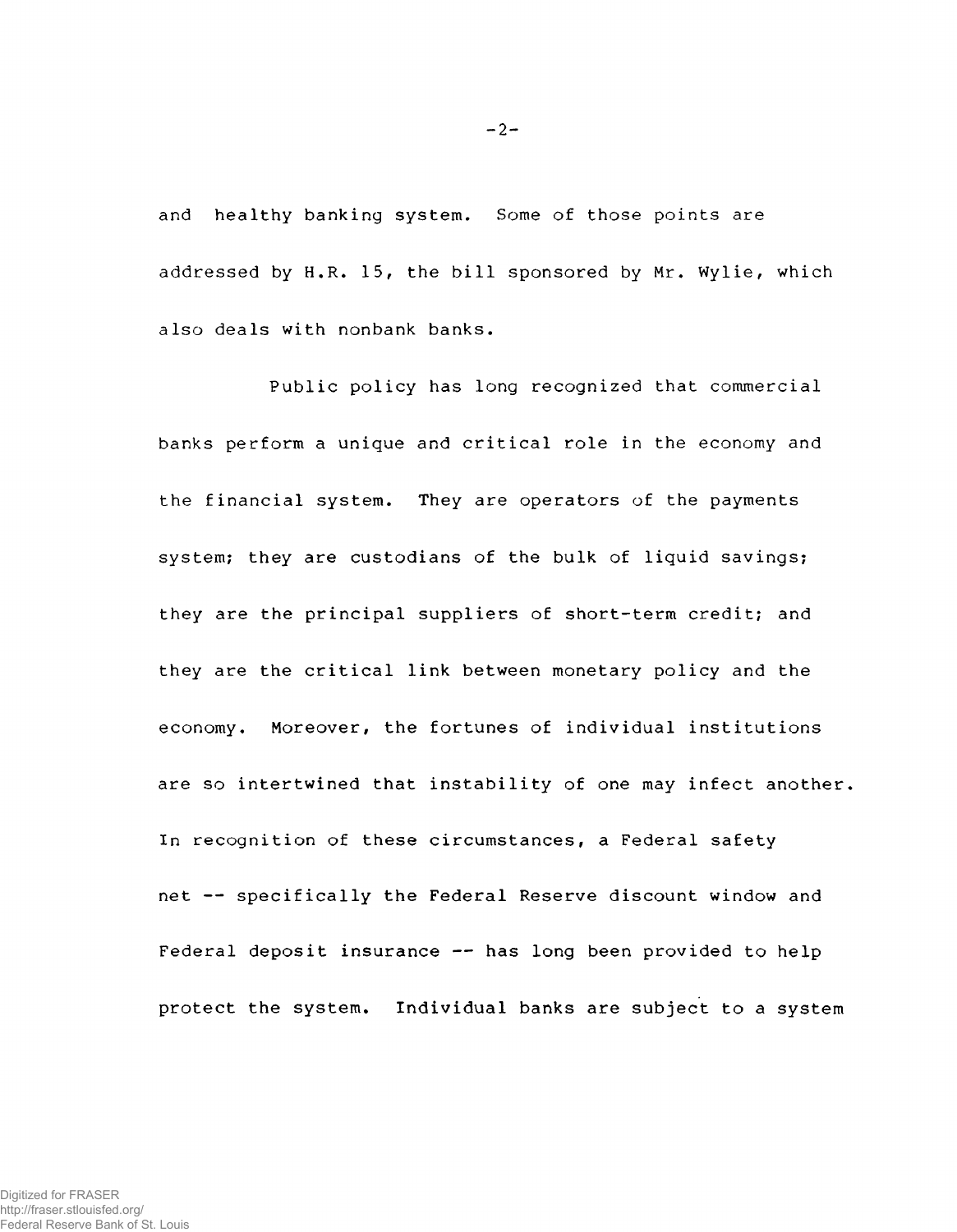and healthy banking system. Some of those points are addressed by H.R. 15, the bill sponsored by Mr. Wylie, which also deals with nonbank banks.

Public policy has long recognized that commercial banks perform a unique and critical role in the economy and the financial system. They are operators of the payments system; they are custodians of the bulk of liquid savings; they are the principal suppliers of short-term credit; and they are the critical link between monetary policy and the economy. Moreover, the fortunes of individual institutions are so intertwined that instability of one may infect another. In recognition of these circumstances, a Federal safety net -- specifically the Federal Reserve discount window and Federal deposit insurance -- has long been provided to help protect the system. Individual banks are subject to a system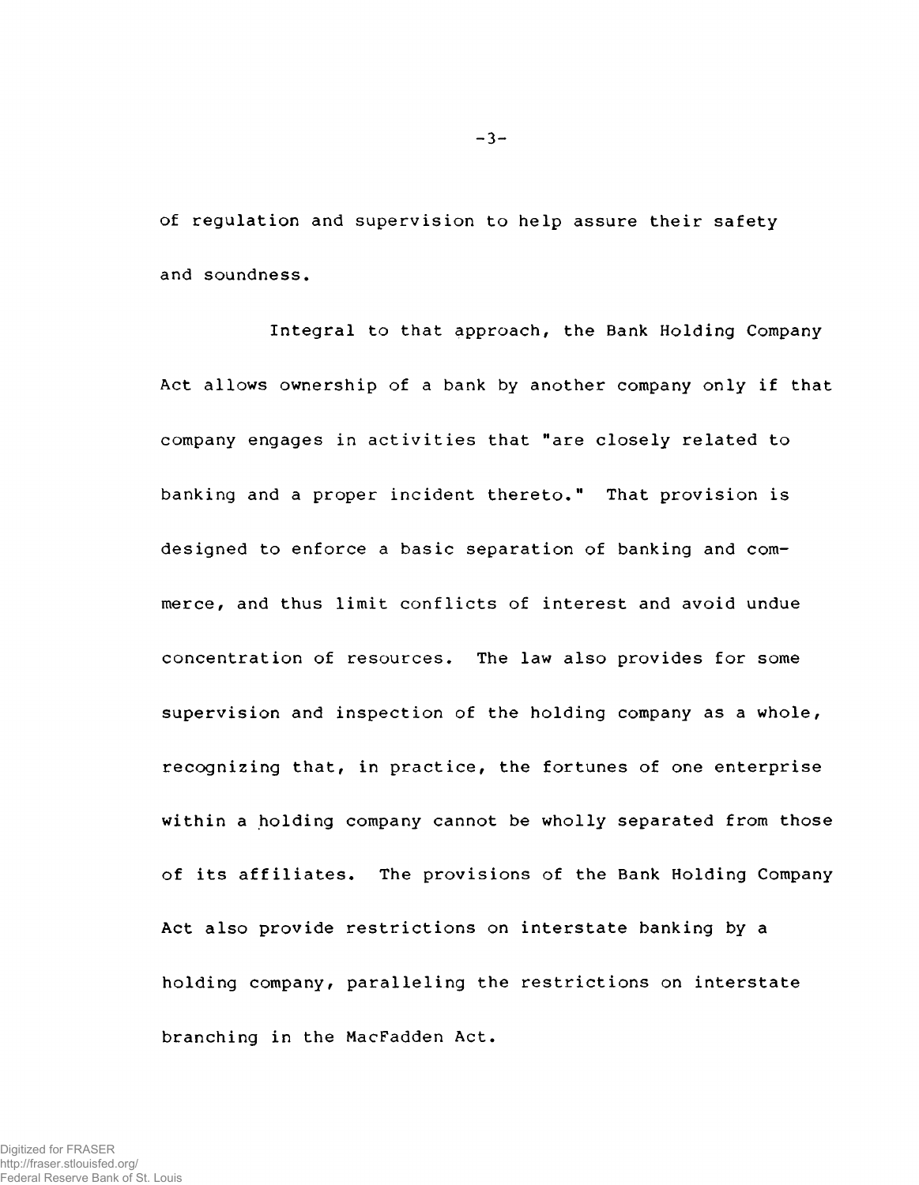of regulation and supervision to help assure their safety and soundness.

Integral to that approach, the Bank Holding Company Act allows ownership of a bank by another company only if that company engages in activities that "are closely related to banking and a proper incident thereto." That provision is designed to enforce a basic separation of banking and commerce, and thus limit conflicts of interest and avoid undue concentration of resources. The law also provides for some supervision and inspection of the holding company as a whole, recognizing that, in practice, the fortunes of one enterprise within a holding company cannot be wholly separated from those of its affiliates. The provisions of the Bank Holding Company Act also provide restrictions on interstate banking by a holding company, paralleling the restrictions on interstate branching in the MacFadden Act.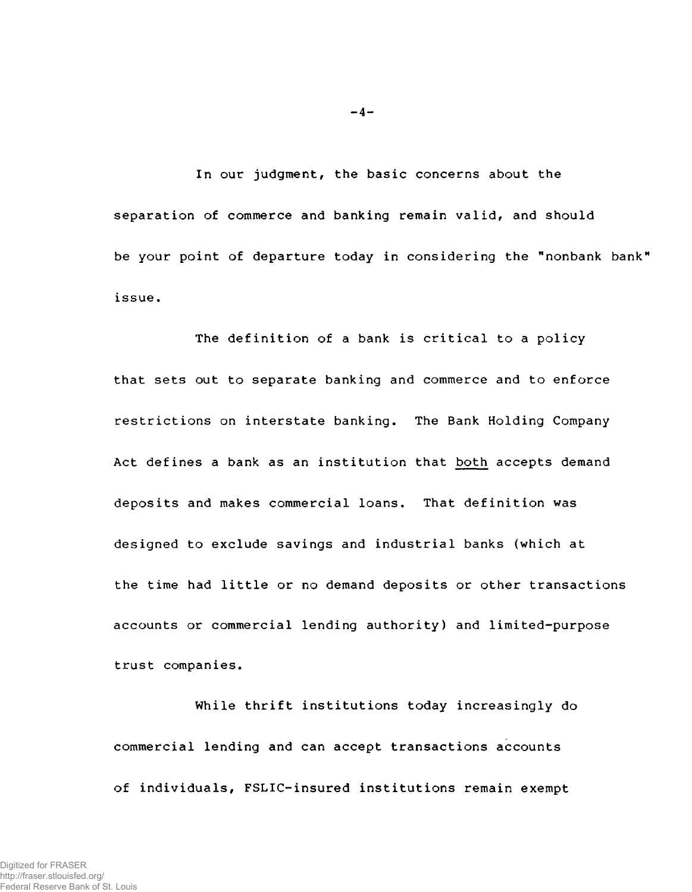In our judgment, the basic concerns about the separation of commerce and banking remain valid, and should be your point of departure today in considering the "nonbank bank" issue.

The definition of a bank is critical to a policy that sets out to separate banking and commerce and to enforce restrictions on interstate banking. The Bank Holding Company Act defines a bank as an institution that <u>both</u> accepts demand deposits and makes commercial loans. That definition was designed to exclude savings and industrial banks (which at the time had little or no demand deposits or other transactions accounts or commercial lending authority) and limited-purpose trust companies.

While thrift institutions today increasingly do commercial lending and can accept transactions accounts of individuals, FSLIC-insured institutions remain exempt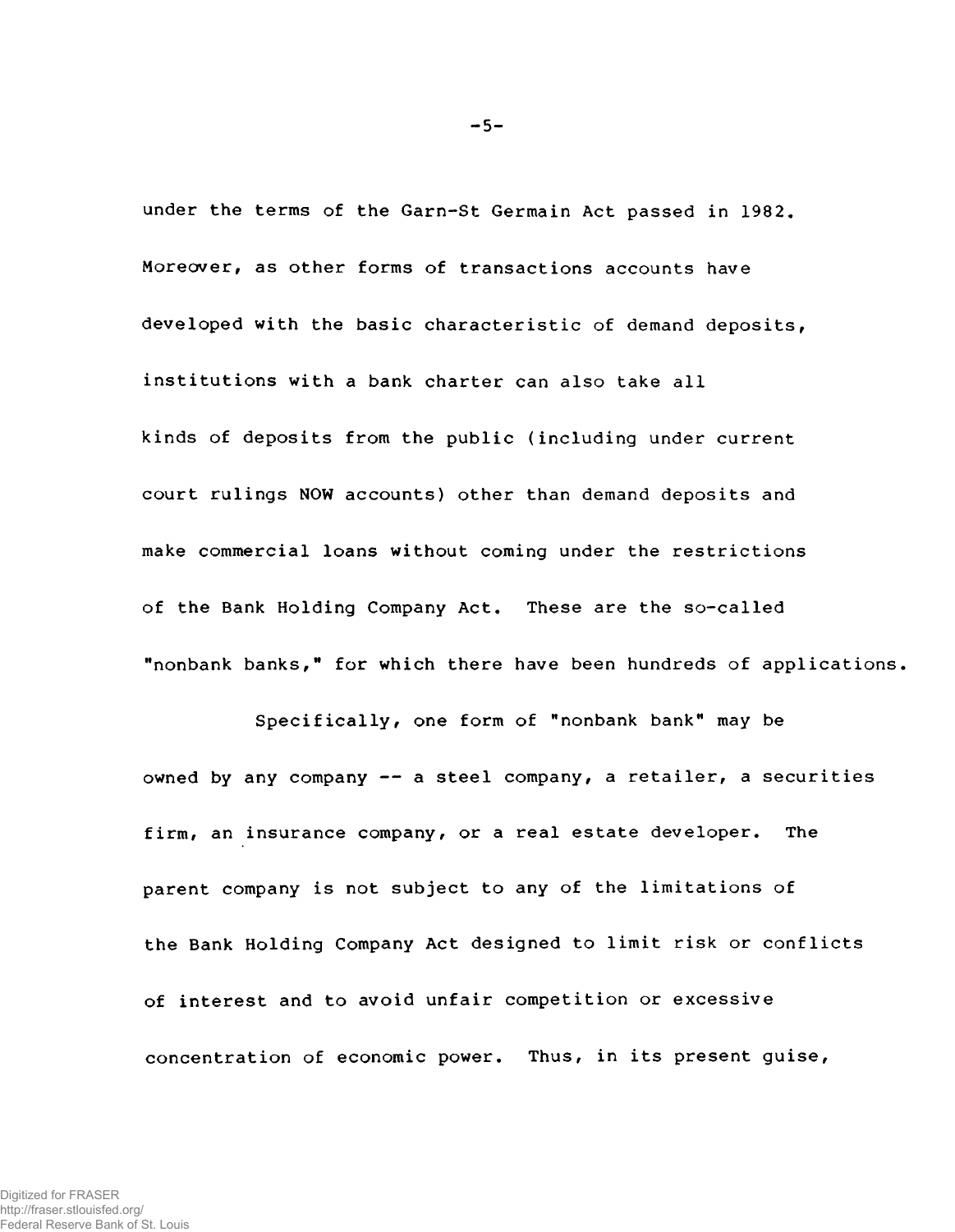under the terms of the Garn-St Germain Act passed in 1982. Moreover, as other forms of transactions accounts have developed with the basic characteristic of demand deposits, institutions with a bank charter can also take all kinds of deposits from the public (including under current court rulings NOW accounts) other than demand deposits and make commercial loans without coming under the restrictions of the Bank Holding Company Act. These are the so-called "nonbank banks," for which there have been hundreds of applications.

Specifically, one form of "nonbank bank" may be owned by any company -- a steel company, a retailer, a securities firm, an insurance company, or a real estate developer. The parent company is not subject to any of the limitations of the Bank Holding Company Act designed to limit risk or conflicts of interest and to avoid unfair competition or excessive concentration of economic power. Thus, in its present guise,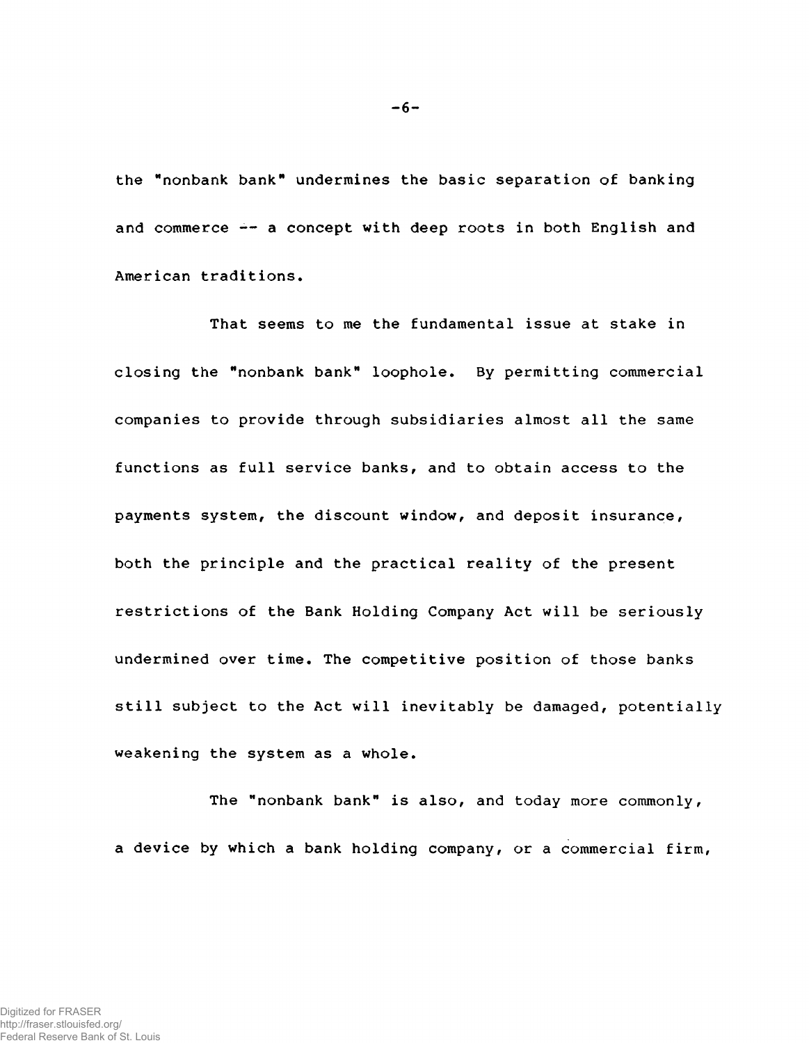the "nonbank bank" undermines the basic separation of banking and commerce -- a concept with deep roots in both English and American traditions.

That seems to me the fundamental issue at stake in closing the "nonbank bank" loophole. By permitting commercial companies to provide through subsidiaries almost all the same functions as full service banks, and to obtain access to the payments system, the discount window, and deposit insurance, both the principle and the practical reality of the present restrictions of the Bank Holding Company Act will be seriously undermined over time. The competitive position of those banks still subject to the Act will inevitably be damaged, potentially weakening the system as a whole.

The "nonbank bank" is also, and today more commonly, a device by which a bank holding company, or a commercial firm,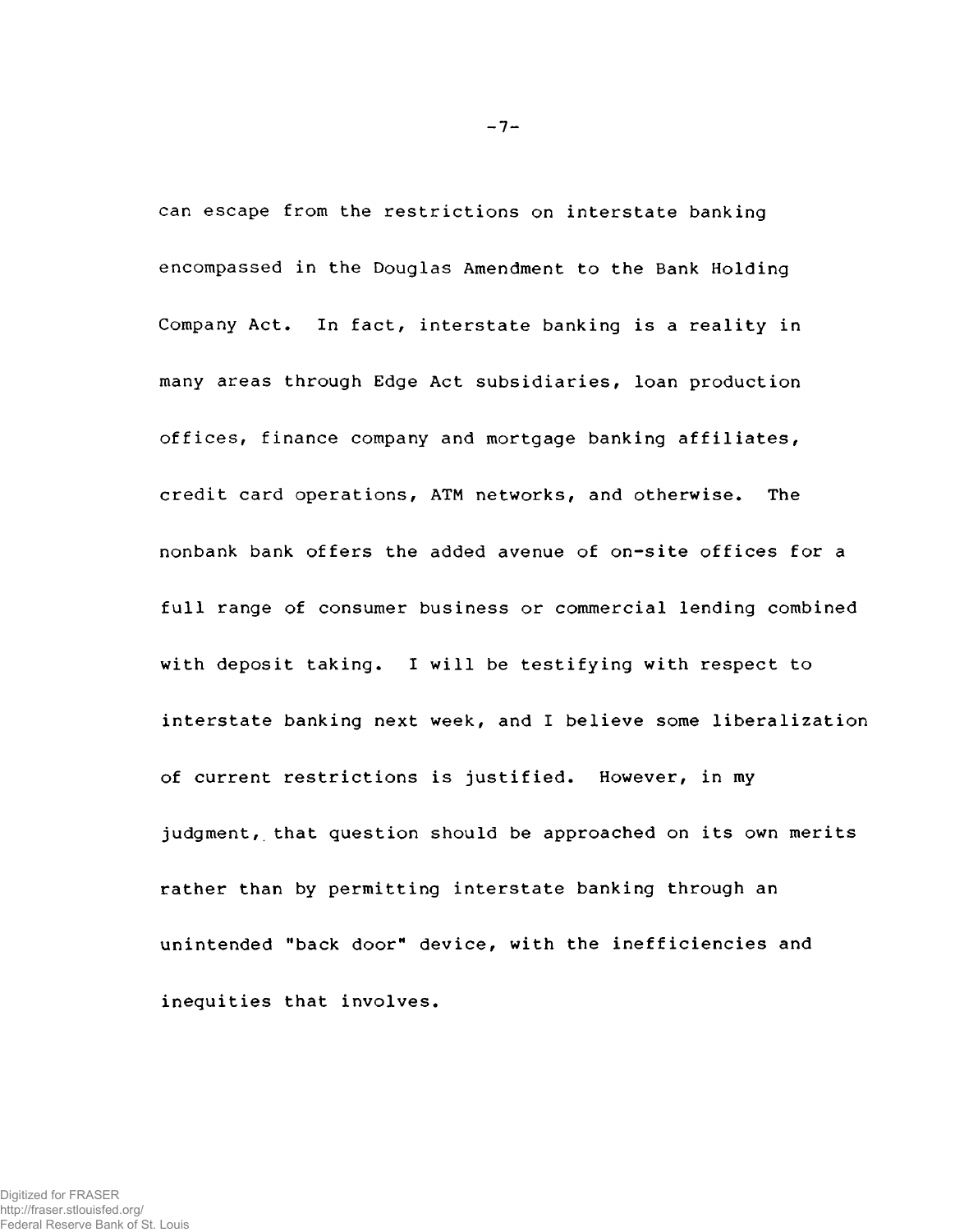can escape from the restrictions on interstate banking encompassed in the Douglas Amendment to the Bank Holding Company Act. In fact, interstate banking is a reality in many areas through Edge Act subsidiaries, loan production offices, finance company and mortgage banking affiliates, credit card operations, ATM networks, and otherwise. The nonbank bank offers the added avenue of on-site offices for a full range of consumer business or commercial lending combined with deposit taking. I will be testifying with respect to interstate banking next week, and I believe some liberalization of current restrictions is justified. However, in my judgment, that question should be approached on its own merits rather than by permitting interstate banking through an unintended "back door" device, with the inefficiencies and inequities that involves.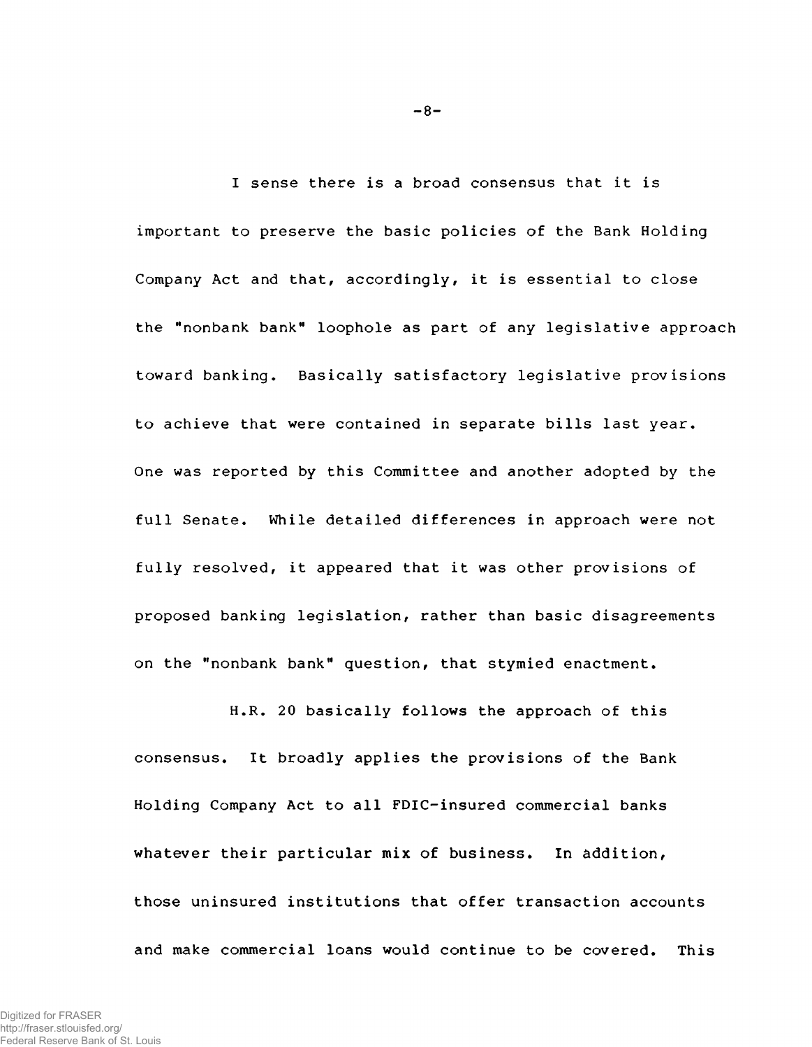I sense there is a broad consensus that it is important to preserve the basic policies of the Bank Holding Company Act and that, accordingly, it is essential to close the "nonbank bank" loophole as part of any legislative approach toward banking. Basically satisfactory legislative provisions to achieve that were contained in separate bills last year. One was reported by this Committee and another adopted by the full Senate. While detailed differences in approach were not fully resolved, it appeared that it was other provisions of proposed banking legislation, rather than basic disagreements on the "nonbank bank" question, that stymied enactment.

H.R. 20 basically follows the approach of this consensus. It broadly applies the provisions of the Bank Holding Company Act to all FDIC-insured commercial banks whatever their particular mix of business. In addition, those uninsured institutions that offer transaction accounts and make commercial loans would continue to be covered. This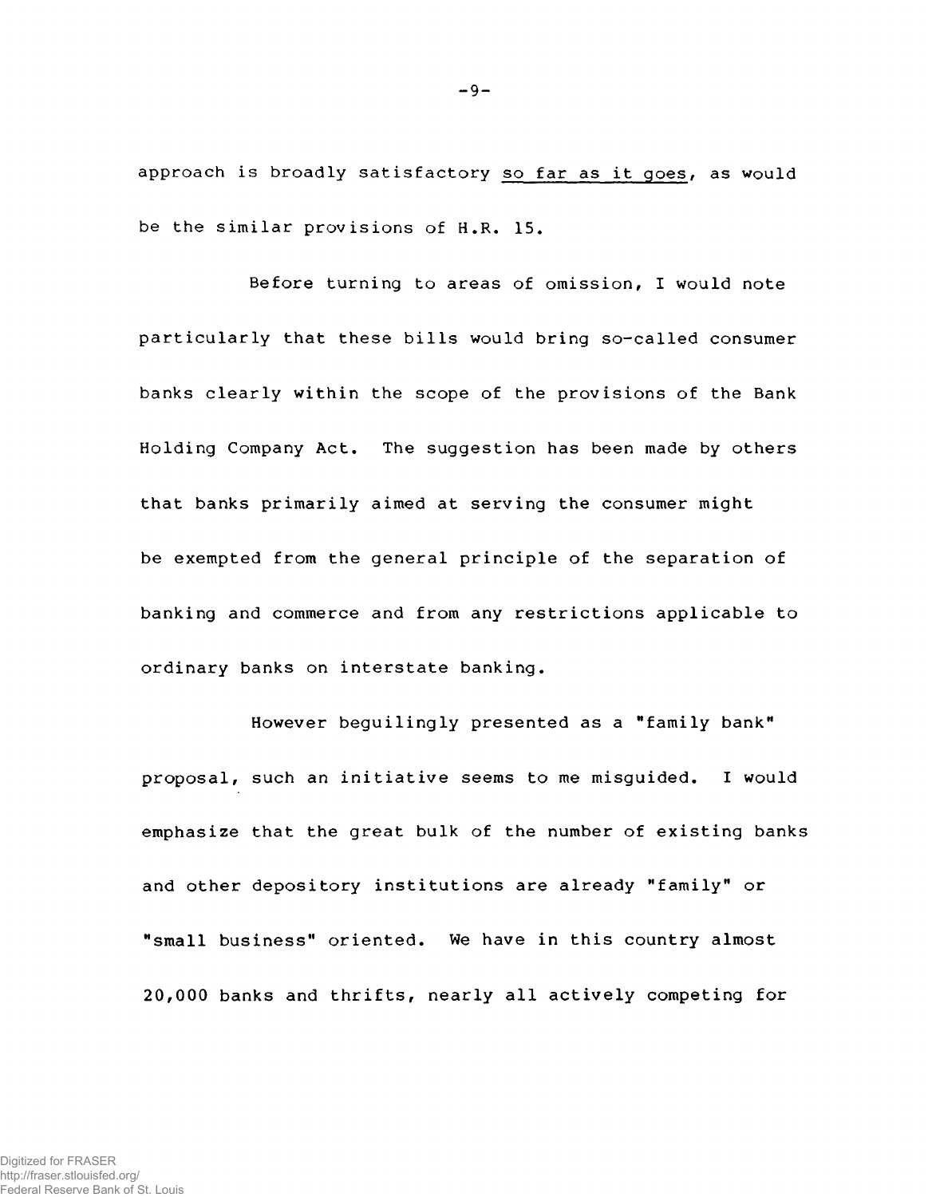approach is broadly satisfactory so far as it goes, as would be the similar provisions of H.R. 15.

Before turning to areas of omission, I would note particularly that these bills would bring so-called consumer banks clearly within the scope of the provisions of the Bank Holding Company Act. The suggestion has been made by others that banks primarily aimed at serving the consumer might be exempted from the general principle of the separation of banking and commerce and from any restrictions applicable to ordinary banks on interstate banking.

However beguilingly presented as a "family bank" proposal, such an initiative seems to me misguided. I would emphasize that the great bulk of the number of existing banks and other depository institutions are already "family" or "small business" oriented. We have in this country almost 20,000 banks and thrifts, nearly all actively competing for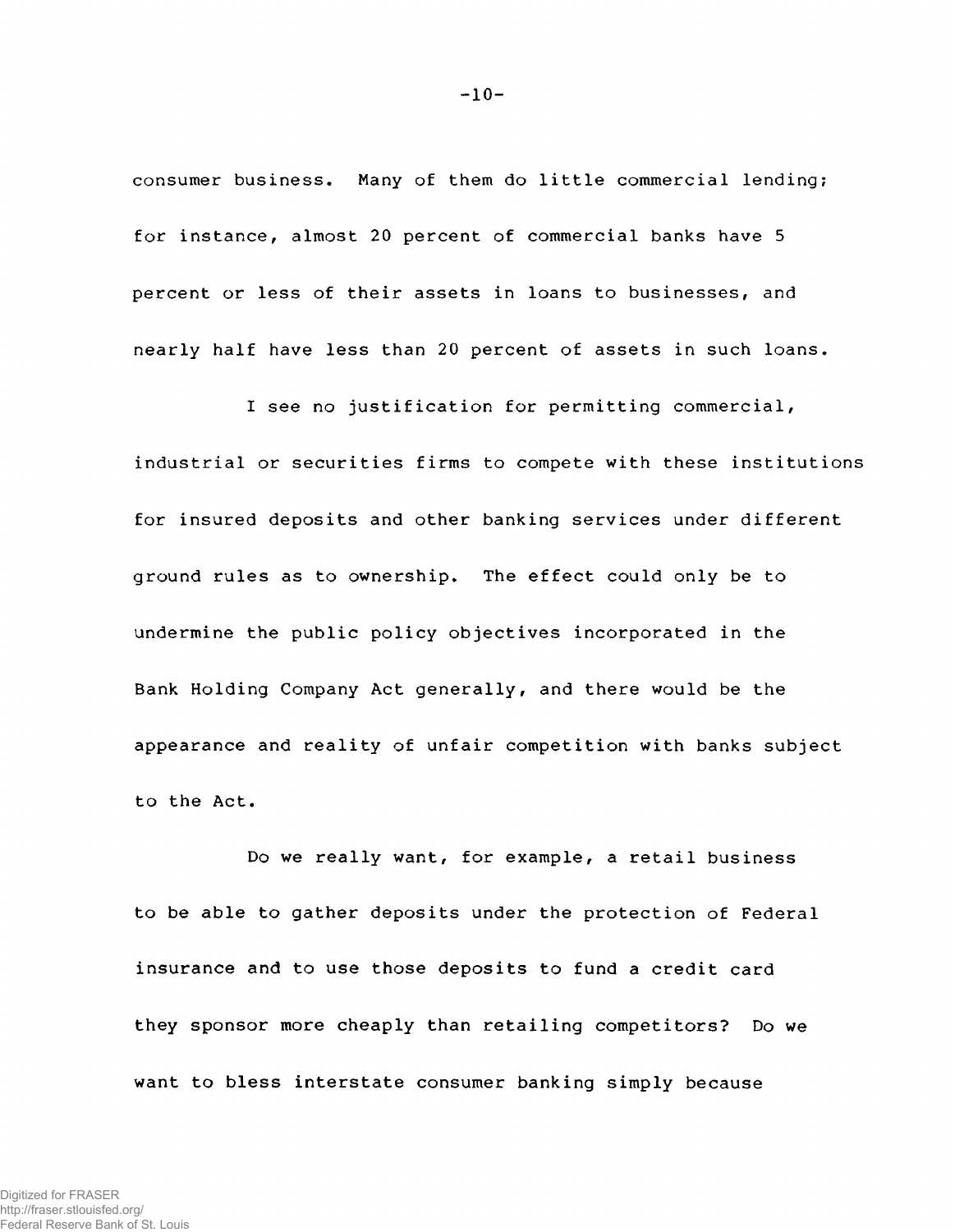consumer business. Many of them do little commercial lending; for instance, almost 20 percent of commercial banks have 5 percent or less of their assets in loans to businesses, and nearly half have less than 20 percent of assets in such loans.

I see no justification for permitting commercial, industrial or securities firms to compete with these institutions for insured deposits and other banking services under different ground rules as to ownership. The effect could only be to undermine the public policy objectives incorporated in the Bank Holding Company Act generally, and there would be the appearance and reality of unfair competition with banks subject to the Act.

Do we really want, for example, a retail business to be able to gather deposits under the protection of Federal insurance and to use those deposits to fund a credit card they sponsor more cheaply than retailing competitors? Do we want to bless interstate consumer banking simply because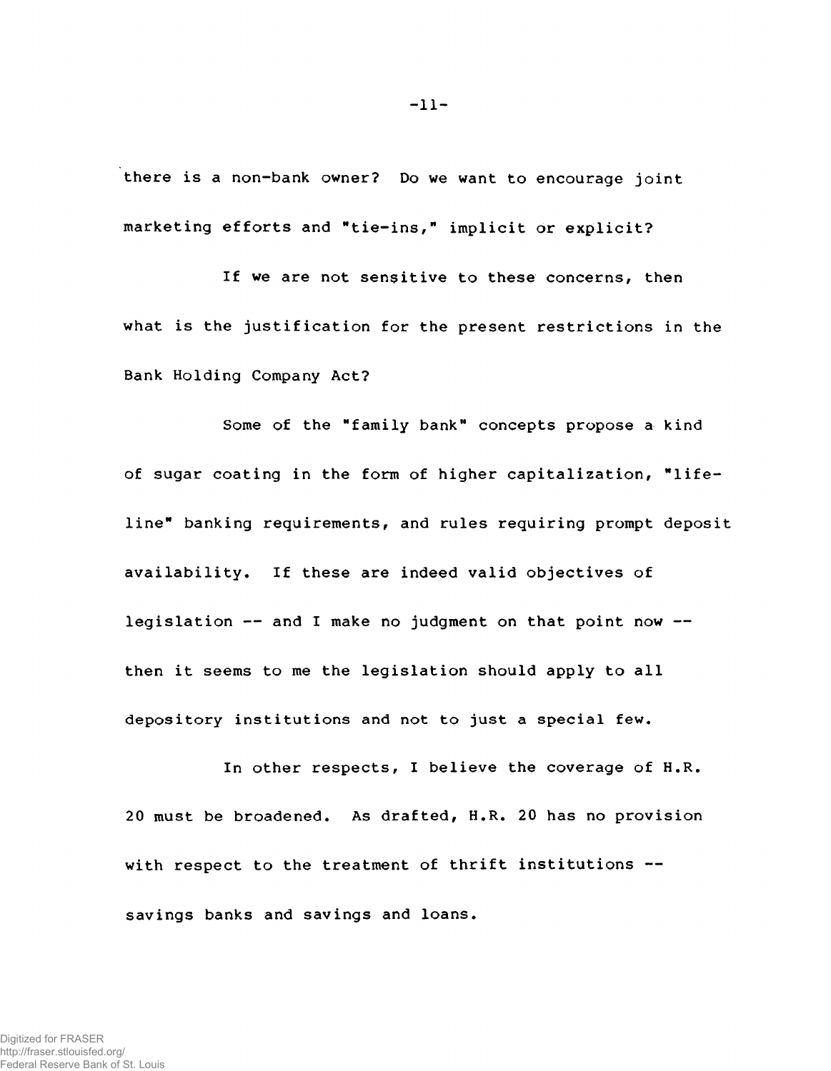there is a non-bank owner? Do we want to encourage joint marketing efforts and "tie-ins," implicit or explicit?

If we are not sensitive to these concerns, then what is the justification for the present restrictions in the Bank Holding Company Act?

Some of the "family bank" concepts propose a kind of sugar coating in the form of higher capitalization, "life-line" banking requirements, and rules requiring prompt deposit availability. If these are indeed valid objectives of legislation -- and I make no judgment on that point now -- then it seems to me the legislation should apply to all depository institutions and not to just a special few.

In other respects, I believe the coverage of H.R. 20 must be broadened. As drafted, H.R. 20 has no provision with respect to the treatment of thrift institutions -- savings banks and savings and loans.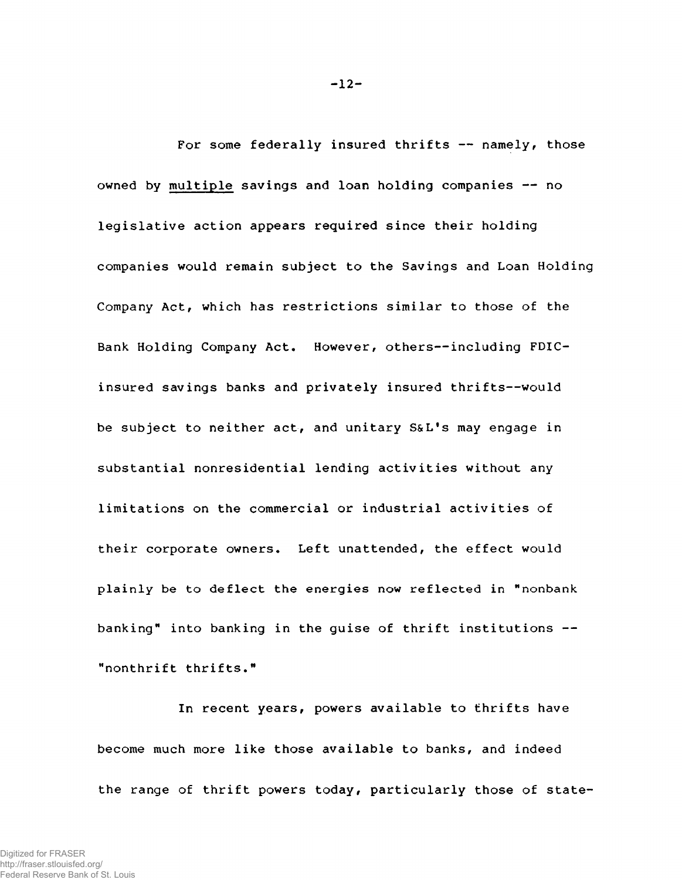For some federally insured thrifts -- namely, those owned by <u>multiple</u> savings and loan holding companies -- no legislative action appears required since their holding companies would remain subject to the Savings and Loan Holding Company Act, which has restrictions similar to those of the Bank Holding Company Act. However, others--including FDIC-insured savings banks and privately insured thrifts--would be subject to neither act, and unitary S&L's may engage in substantial nonresidential lending activities without any limitations on the commercial or industrial activities of their corporate owners. Left unattended, the effect would plainly be to deflect the energies now reflected in "nonbank banking" into banking in the guise of thrift institutions -- "nonthrift thrifts."

In recent years, powers available to thrifts have become much more like those available to banks, and indeed the range of thrift powers today, particularly those of state-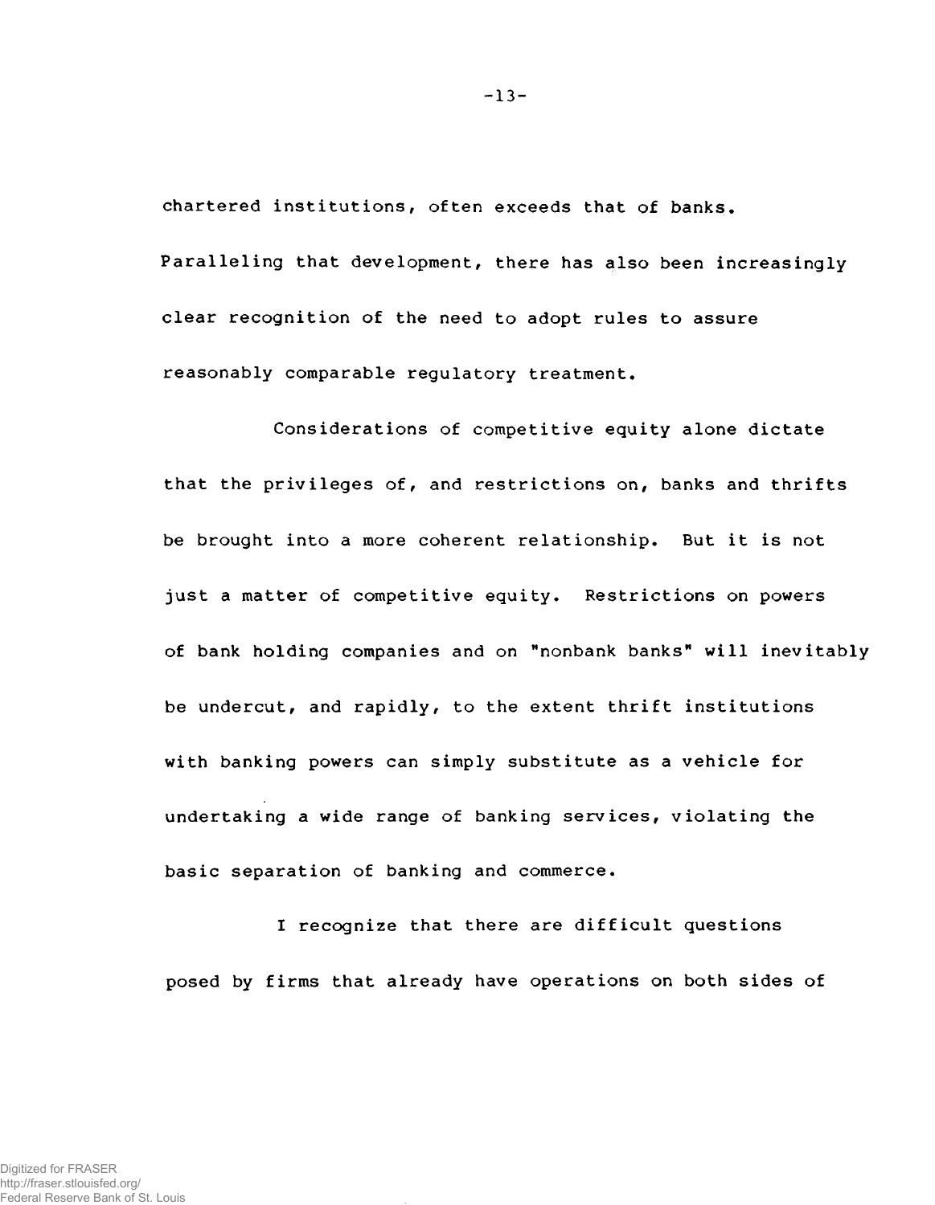chartered institutions, often exceeds that of banks. Paralleling that development, there has also been increasingly clear recognition of the need to adopt rules to assure reasonably comparable regulatory treatment.

Considerations of competitive equity alone dictate that the privileges of, and restrictions on, banks and thrifts be brought into a more coherent relationship. But it is not just a matter of competitive equity. Restrictions on powers of bank holding companies and on "nonbank banks" will inevitably be undercut, and rapidly, to the extent thrift institutions with banking powers can simply substitute as a vehicle for undertaking a wide range of banking services, violating the basic separation of banking and commerce.

I recognize that there are difficult questions posed by firms that already have operations on both sides of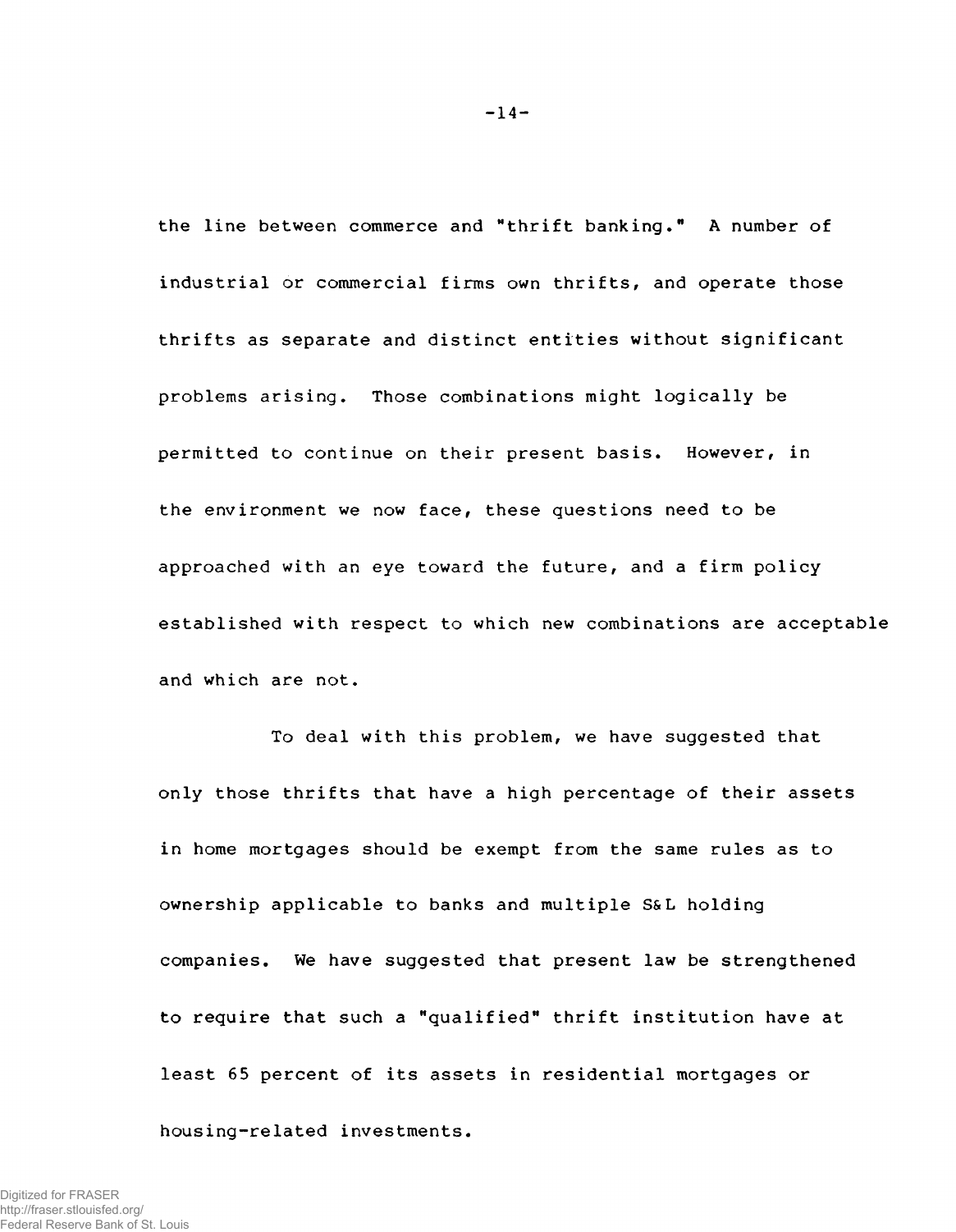the line between commerce and "thrift banking." A number of industrial or commercial firms own thrifts, and operate those thrifts as separate and distinct entities without significant problems arising. Those combinations might logically be permitted to continue on their present basis. However, in the environment we now face, these questions need to be approached with an eye toward the future, and a firm policy established with respect to which new combinations are acceptable and which are not.

To deal with this problem, we have suggested that only those thrifts that have a high percentage of their assets in home mortgages should be exempt from the same rules as to ownership applicable to banks and multiple S&L holding companies. We have suggested that present law be strengthened to require that such a "qualified" thrift institution have at least 65 percent of its assets in residential mortgages or housing-related investments.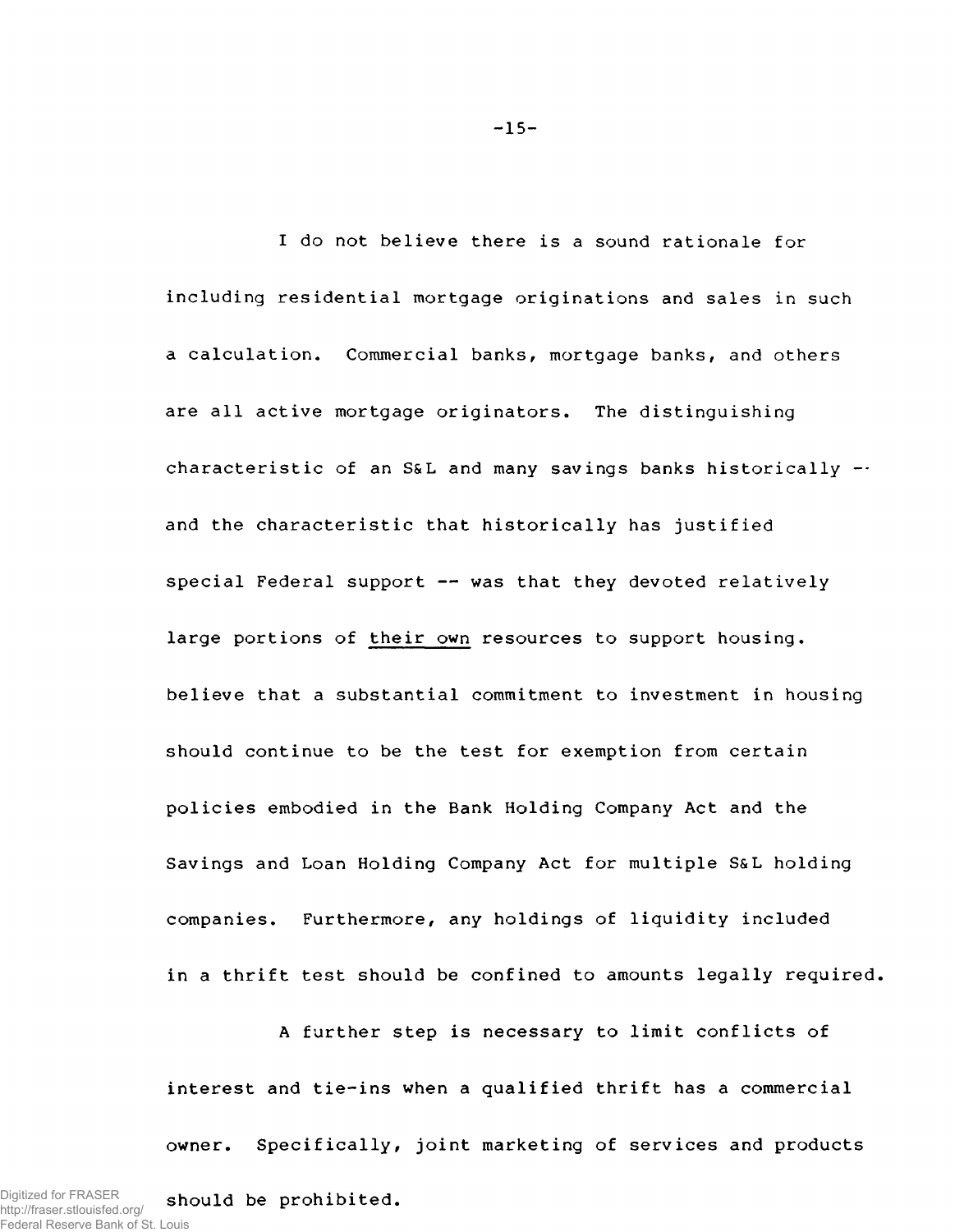I do not believe there is a sound rationale for including residential mortgage originations and sales in such a calculation. Commercial banks, mortgage banks, and others are all active mortgage originators. The distinguishing characteristic of an S&L and many savings banks historically -- and the characteristic that historically has justified special Federal support -- was that they devoted relatively large portions of <u>their own</u> resources to support housing. believe that a substantial commitment to investment in housing should continue to be the test for exemption from certain policies embodied in the Bank Holding Company Act and the Savings and Loan Holding Company Act for multiple S&L holding companies. Furthermore, any holdings of liquidity included in a thrift test should be confined to amounts legally required.

A further step is necessary to limit conflicts of interest and tie-ins when a qualified thrift has a commercial owner. Specifically, joint marketing of services and products should be prohibited.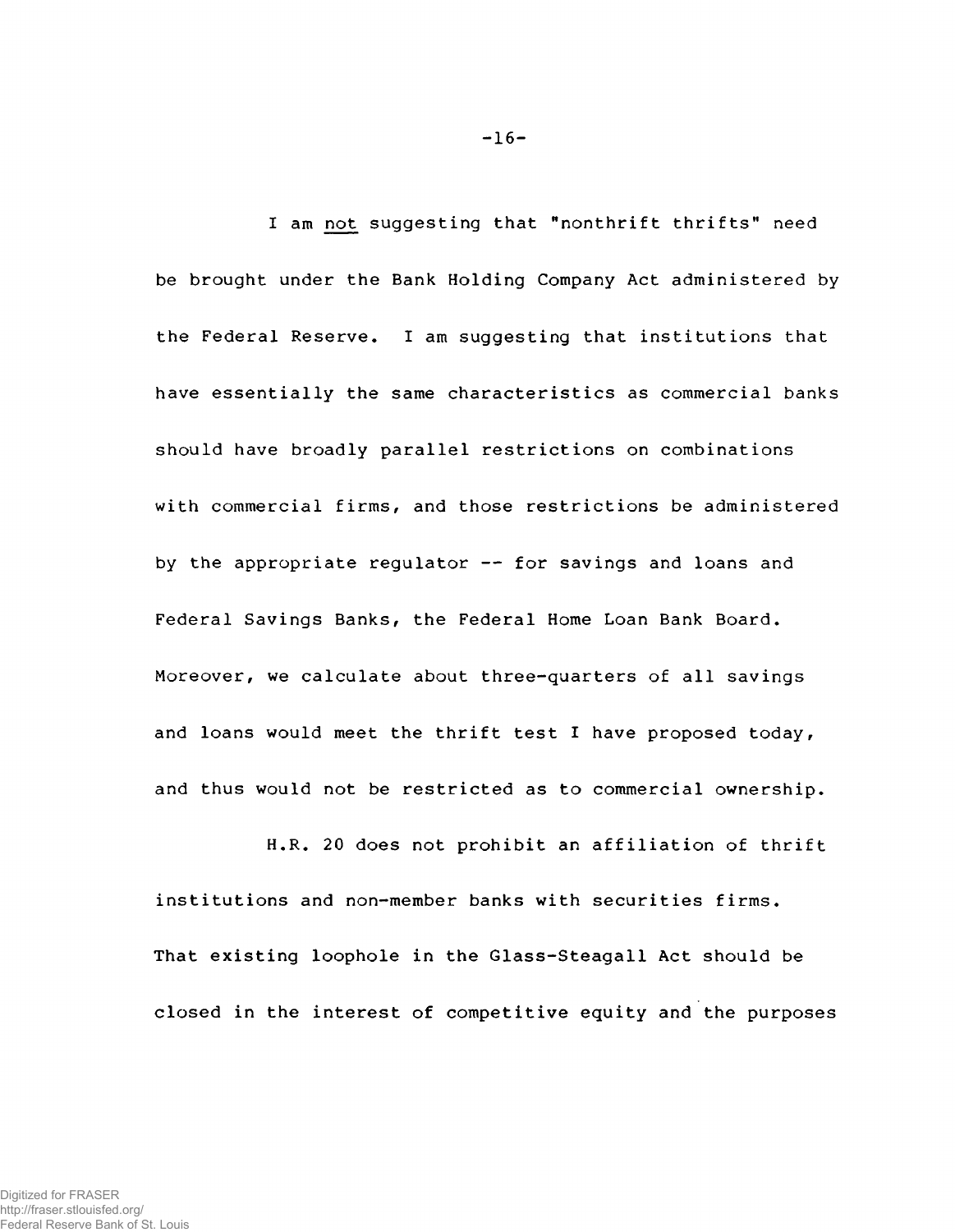I am <u>not</u> suggesting that "nonthrift thrifts" need be brought under the Bank Holding Company Act administered by the Federal Reserve. I am suggesting that institutions that have essentially the same characteristics as commercial banks should have broadly parallel restrictions on combinations with commercial firms, and those restrictions be administered by the appropriate regulator -- for savings and loans and Federal Savings Banks, the Federal Home Loan Bank Board. Moreover, we calculate about three-quarters of all savings and loans would meet the thrift test I have proposed today, and thus would not be restricted as to commercial ownership.

H.R. 20 does not prohibit an affiliation of thrift institutions and non-member banks with securities firms. That existing loophole in the Glass-Steagall Act should be closed in the interest of competitive equity and the purposes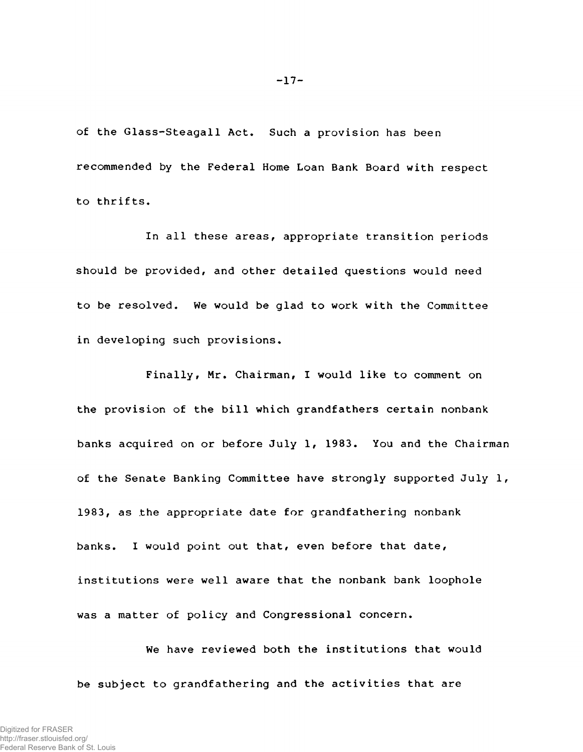of the Glass-Steagall Act. Such a provision has been recommended by the Federal Home Loan Bank Board with respect to thrifts.

In all these areas, appropriate transition periods should be provided, and other detailed questions would need to be resolved. We would be glad to work with the Committee in developing such provisions.

Finally, Mr. Chairman, I would like to comment on the provision of the bill which grandfathers certain nonbank banks acquired on or before July 1, 1983. You and the Chairman of the Senate Banking Committee have strongly supported July 1, 1983, as the appropriate date for grandfathering nonbank banks. I would point out that, even before that date, institutions were well aware that the nonbank bank loophole was a matter of policy and Congressional concern.

We have reviewed both the institutions that would be subject to grandfathering and the activities that are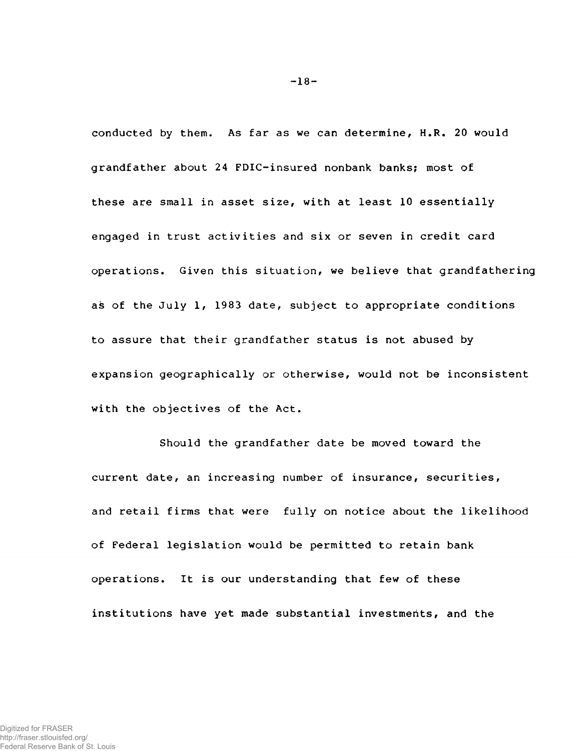conducted by them. As far as we can determine, H.R. 20 would grandfather about 24 FDIC-insured nonbank banks; most of these are small in asset size, with at least 10 essentially engaged in trust activities and six or seven in credit card operations. Given this situation, we believe that grandfathering as of the July 1, 1983 date, subject to appropriate conditions to assure that their grandfather status is not abused by expansion geographically or otherwise, would not be inconsistent with the objectives of the Act.

Should the grandfather date be moved toward the current date, an increasing number of insurance, securities, and retail firms that were fully on notice about the likelihood of Federal legislation would be permitted to retain bank operations. It is our understanding that few of these institutions have yet made substantial investments, and the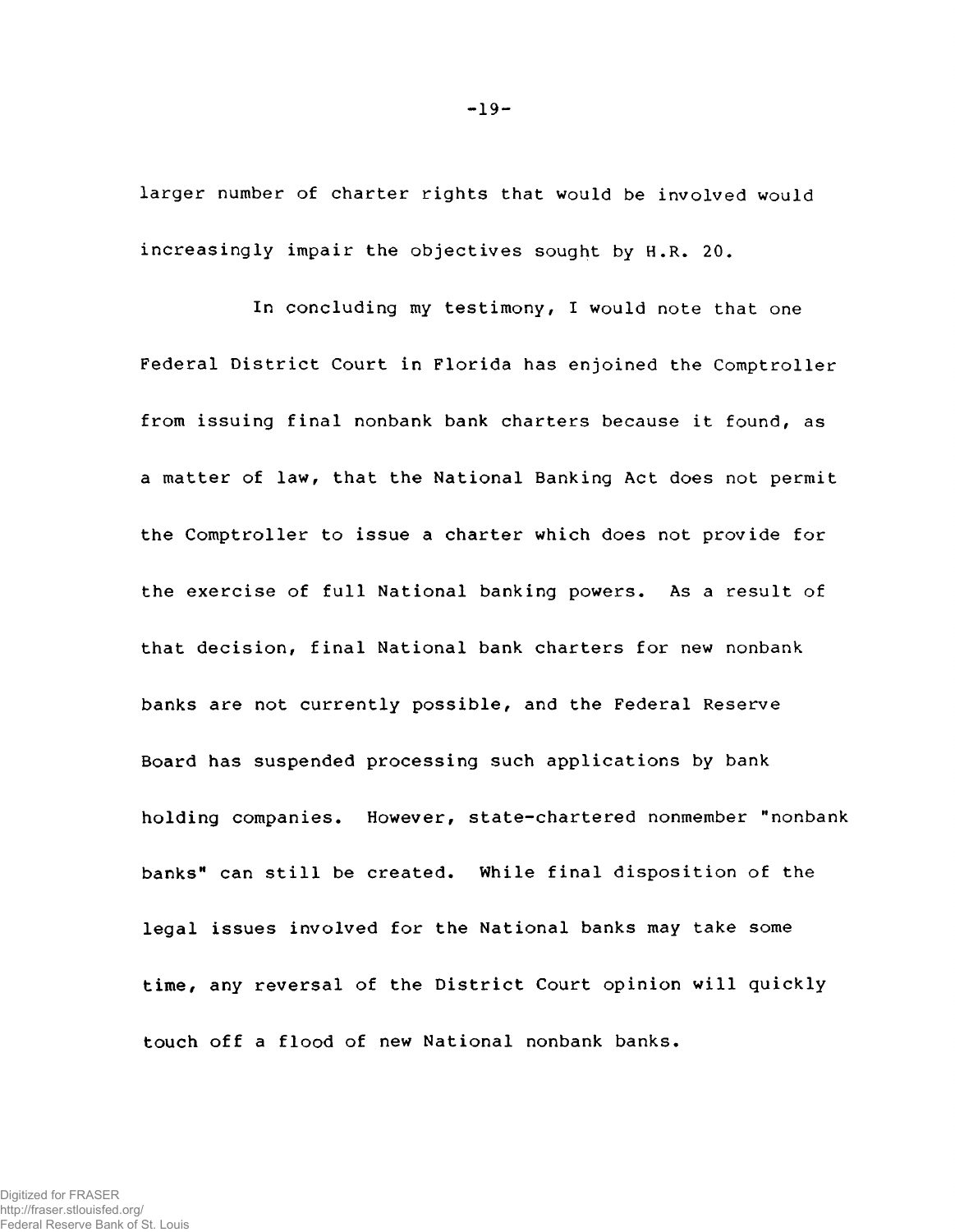larger number of charter rights that would be involved would increasingly impair the objectives sought by H.R. 20.

In concluding my testimony, I would note that one Federal District Court in Florida has enjoined the Comptroller from issuing final nonbank bank charters because it found, as a matter of law, that the National Banking Act does not permit the Comptroller to issue a charter which does not provide for the exercise of full National banking powers. As a result of that decision, final National bank charters for new nonbank banks are not currently possible, and the Federal Reserve Board has suspended processing such applications by bank holding companies. However, state-chartered nonmember "nonbank banks" can still be created. While final disposition of the legal issues involved for the National banks may take some time, any reversal of the District Court opinion will quickly touch off a flood of new National nonbank banks.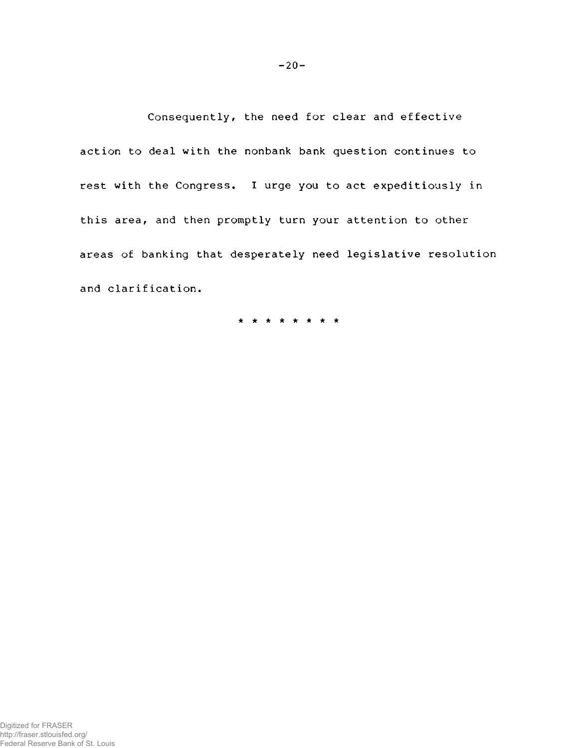Consequently, the need for clear and effective action to deal with the nonbank bank question continues to rest with the Congress. I urge you to act expeditiously in this area, and then promptly turn your attention to other areas of banking that desperately need legislative resolution and clarification.

* * * * * * * * *